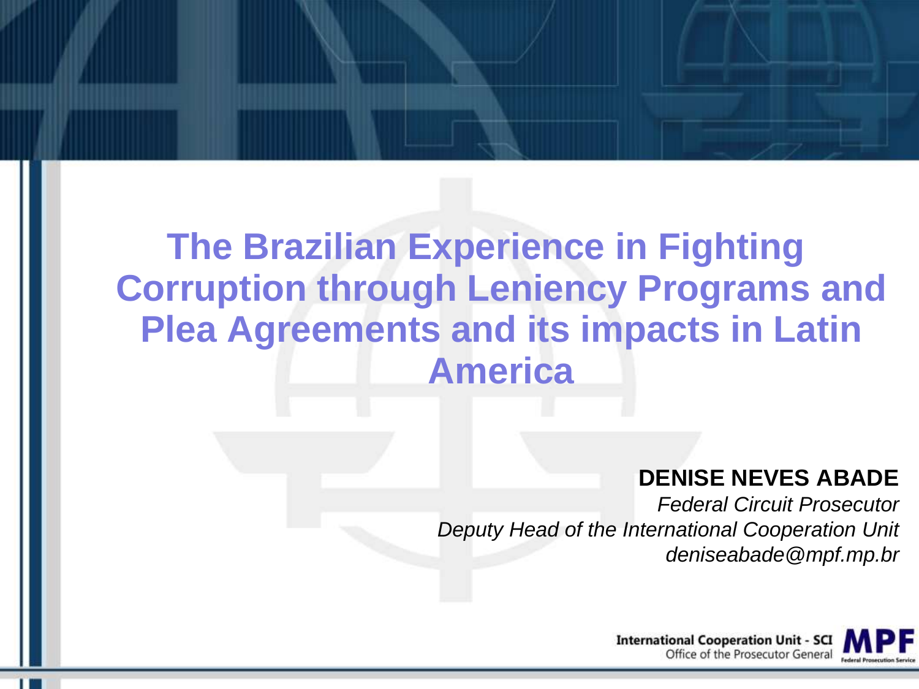# The Brazilian Experience in Fighting Corruption through Leniency Programs and Plea Agreements and its impacts in Latin America

**DENISE NEVES ABADE**

*Federal Circuit Prosecutor*

*Deputy Head of the International Cooperation Unit*

*deniseabade@mpf.mp.br*

International Cooperation Unit - SCI
Office of the Prosecutor General

MPF
Federal Prosecution Service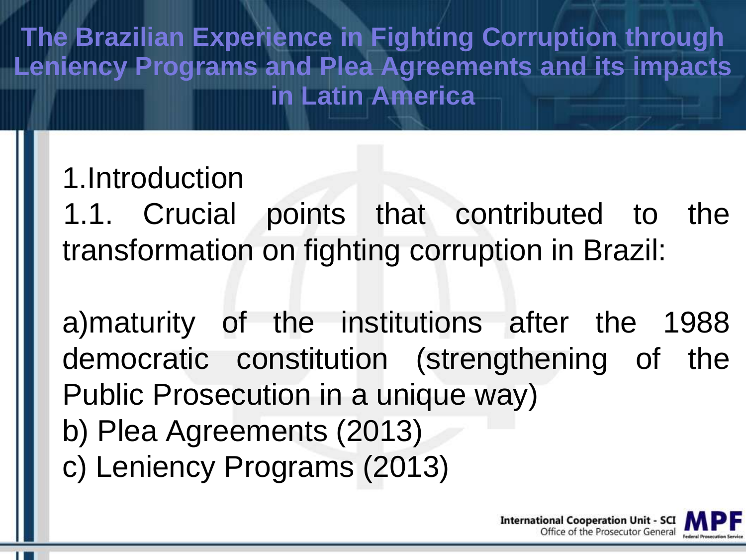# The Brazilian Experience in Fighting Corruption through Leniency Programs and Plea Agreements and its impacts in Latin America

## 1.Introduction

1.1. Crucial points that contributed to the transformation on fighting corruption in Brazil:

a)maturity of the institutions after the 1988 democratic constitution (strengthening of the Public Prosecution in a unique way)

b) Plea Agreements (2013)

c) Leniency Programs (2013)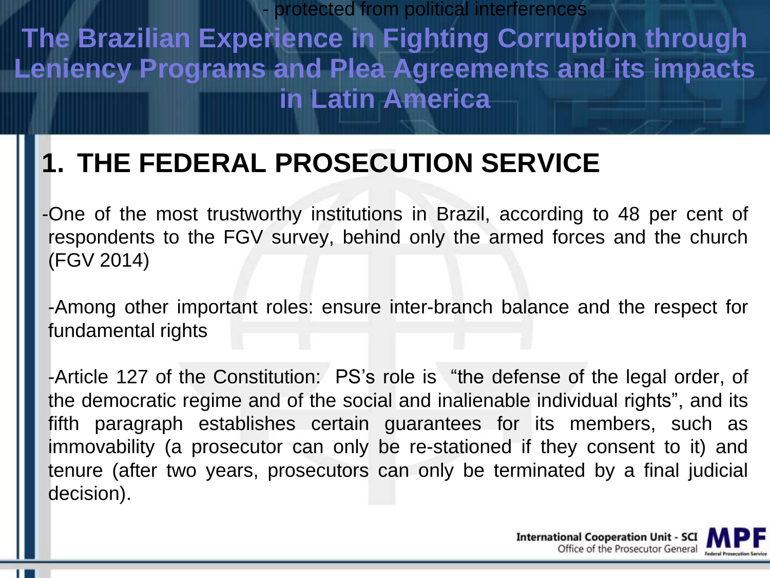- protected from political interferences

# The Brazilian Experience in Fighting Corruption through Leniency Programs and Plea Agreements and its impacts in Latin America

## 1. THE FEDERAL PROSECUTION SERVICE

-One of the most trustworthy institutions in Brazil, according to 48 per cent of respondents to the FGV survey, behind only the armed forces and the church (FGV 2014)

-Among other important roles: ensure inter-branch balance and the respect for fundamental rights

-Article 127 of the Constitution: PS's role is "the defense of the legal order, of the democratic regime and of the social and inalienable individual rights", and its fifth paragraph establishes certain guarantees for its members, such as immovability (a prosecutor can only be re-stationed if they consent to it) and tenure (after two years, prosecutors can only be terminated by a final judicial decision).

International Cooperation Unit - SCI
Office of the Prosecutor General
MPF Federal Prosecution Service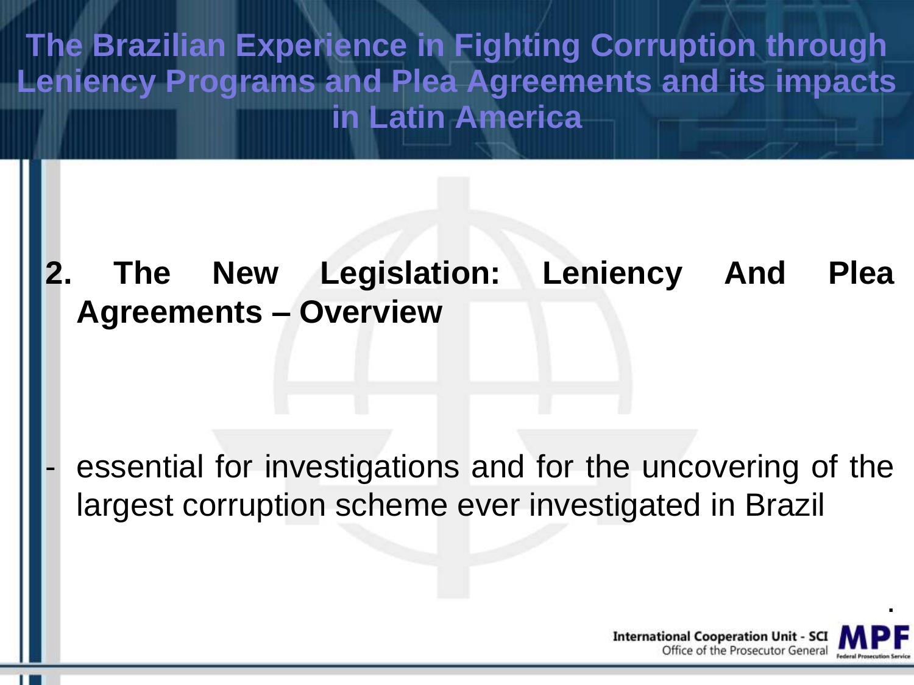# The Brazilian Experience in Fighting Corruption through Leniency Programs and Plea Agreements and its impacts in Latin America

## 2. The New Legislation: Leniency And Plea Agreements – Overview

- essential for investigations and for the uncovering of the largest corruption scheme ever investigated in Brazil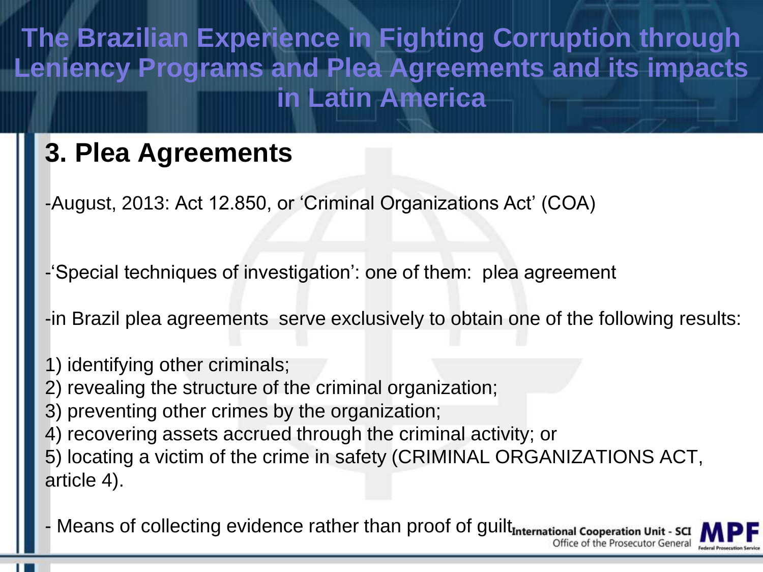# The Brazilian Experience in Fighting Corruption through Leniency Programs and Plea Agreements and its impacts in Latin America

## 3. Plea Agreements

-August, 2013: Act 12.850, or 'Criminal Organizations Act' (COA)

-'Special techniques of investigation': one of them: plea agreement

-in Brazil plea agreements serve exclusively to obtain one of the following results:

1) identifying other criminals;
2) revealing the structure of the criminal organization;
3) preventing other crimes by the organization;
4) recovering assets accrued through the criminal activity; or
5) locating a victim of the crime in safety (CRIMINAL ORGANIZATIONS ACT, article 4).

- Means of collecting evidence rather than proof of guilt

International Cooperation Unit - SCI
Office of the Prosecutor General
MPF
Federal Prosecution Service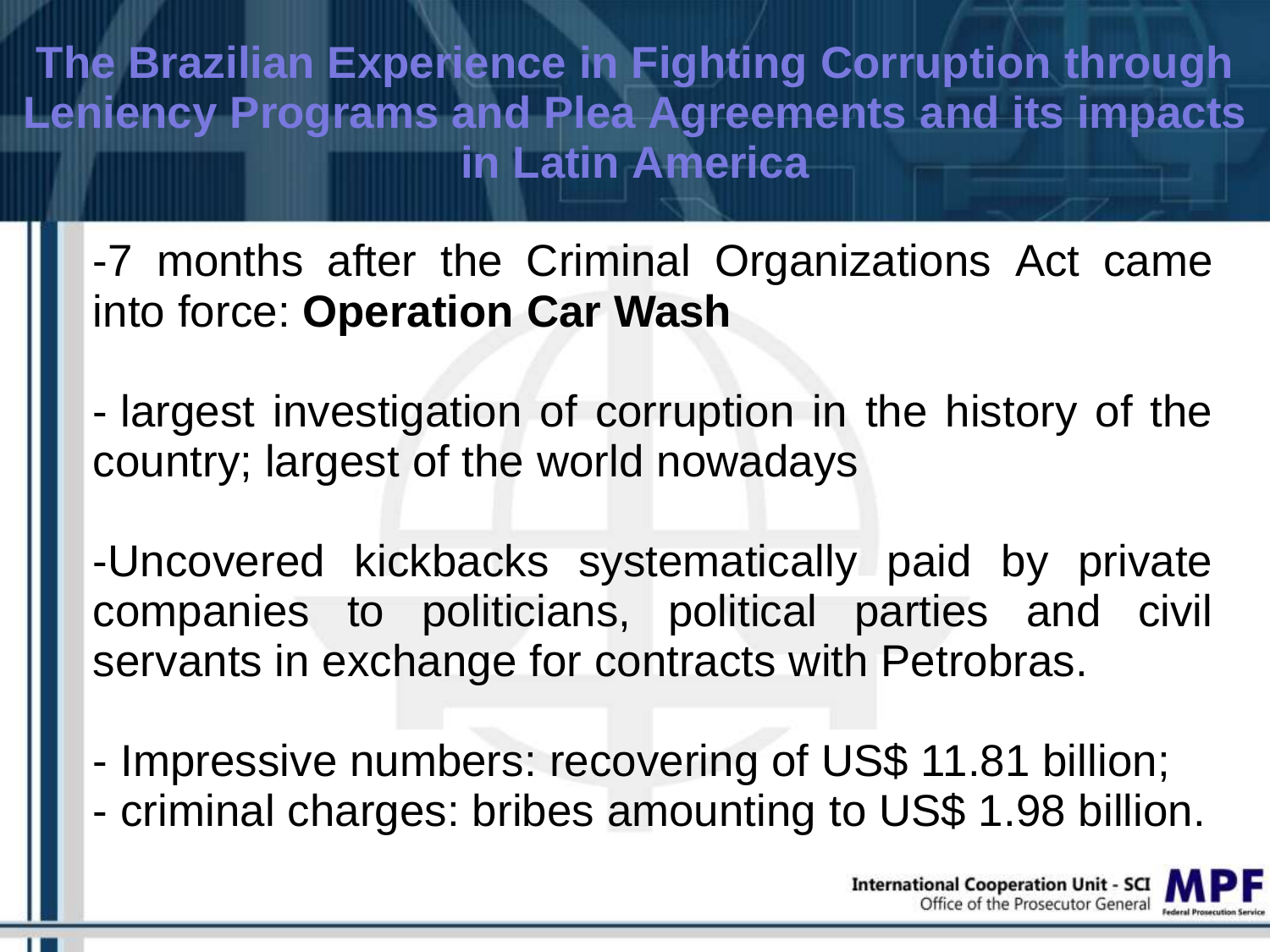# The Brazilian Experience in Fighting Corruption through Leniency Programs and Plea Agreements and its impacts in Latin America

-7 months after the Criminal Organizations Act came into force: **Operation Car Wash**

- largest investigation of corruption in the history of the country; largest of the world nowadays

-Uncovered kickbacks systematically paid by private companies to politicians, political parties and civil servants in exchange for contracts with Petrobras.

- Impressive numbers: recovering of US$ 11.81 billion;
- criminal charges: bribes amounting to US$ 1.98 billion.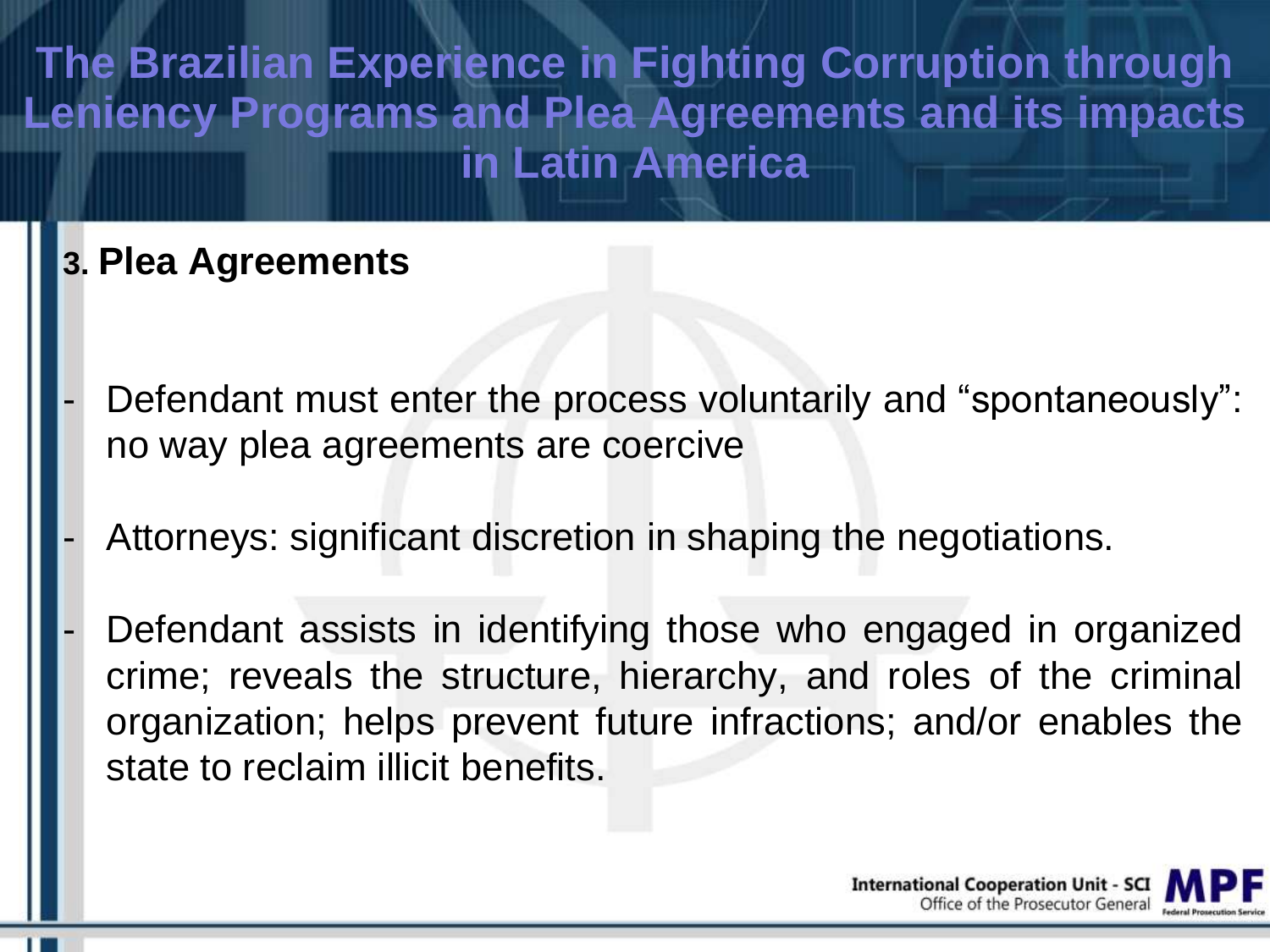# The Brazilian Experience in Fighting Corruption through Leniency Programs and Plea Agreements and its impacts in Latin America

## 3. Plea Agreements

- Defendant must enter the process voluntarily and "spontaneously": no way plea agreements are coercive

- Attorneys: significant discretion in shaping the negotiations.

- Defendant assists in identifying those who engaged in organized crime; reveals the structure, hierarchy, and roles of the criminal organization; helps prevent future infractions; and/or enables the state to reclaim illicit benefits.

International Cooperation Unit - SCI
Office of the Prosecutor General
MPF
Federal Prosecution Service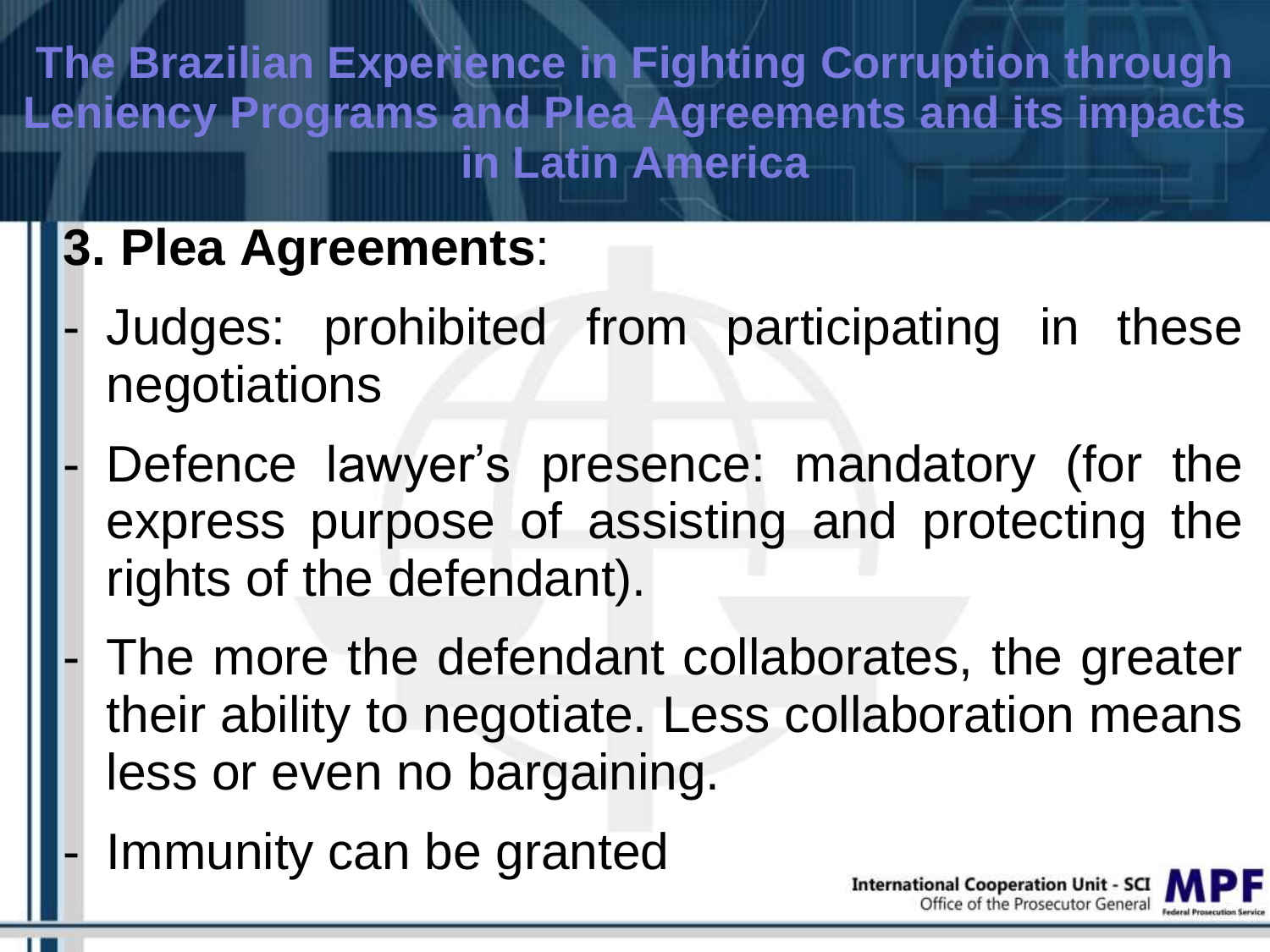## 3. Plea Agreements:

- Judges: prohibited from participating in these negotiations
- Defence lawyer's presence: mandatory (for the express purpose of assisting and protecting the rights of the defendant).
- The more the defendant collaborates, the greater their ability to negotiate. Less collaboration means less or even no bargaining.
- Immunity can be granted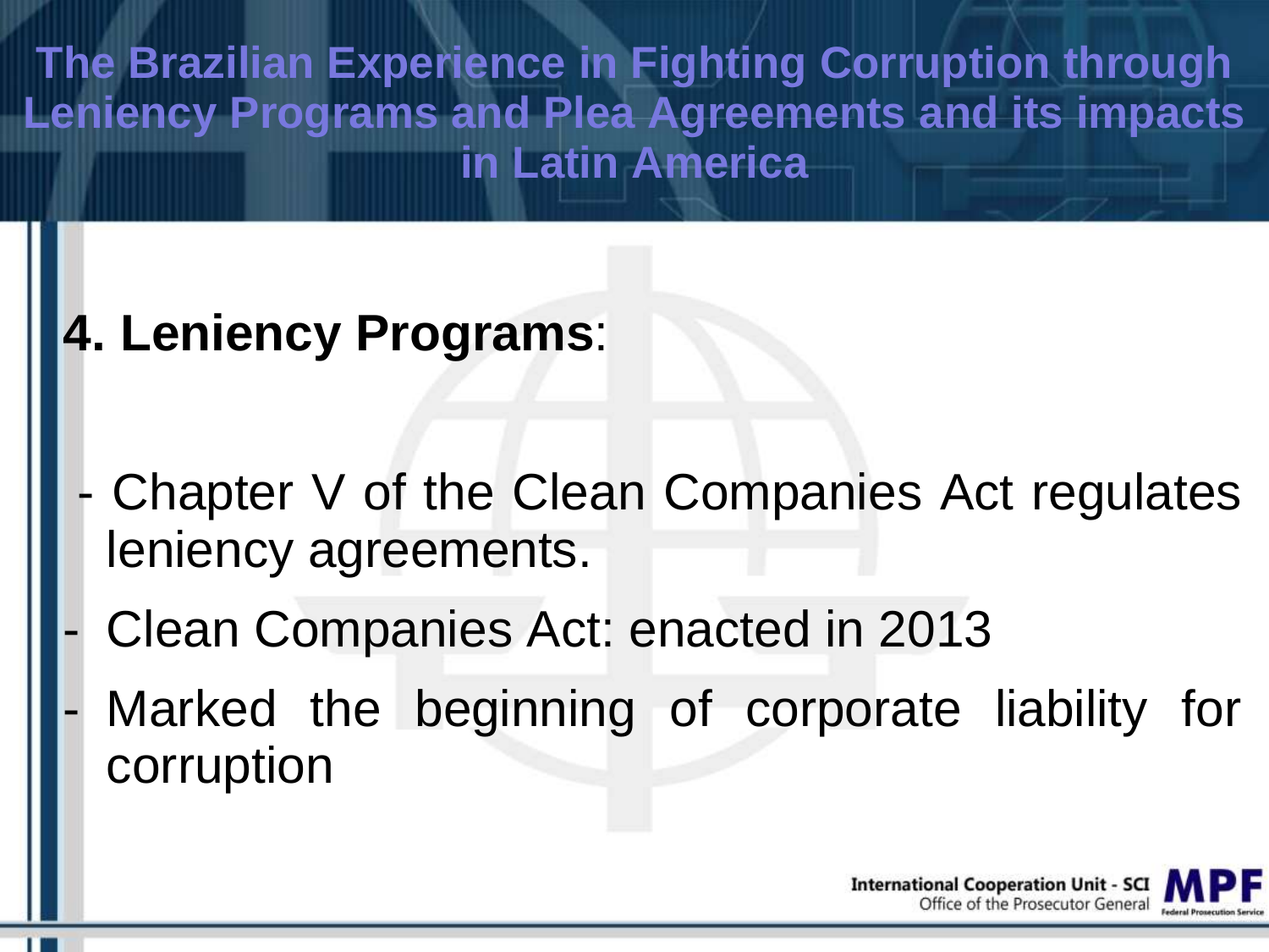**4. Leniency Programs**:

- Chapter V of the Clean Companies Act regulates leniency agreements.
- Clean Companies Act: enacted in 2013
- Marked the beginning of corporate liability for corruption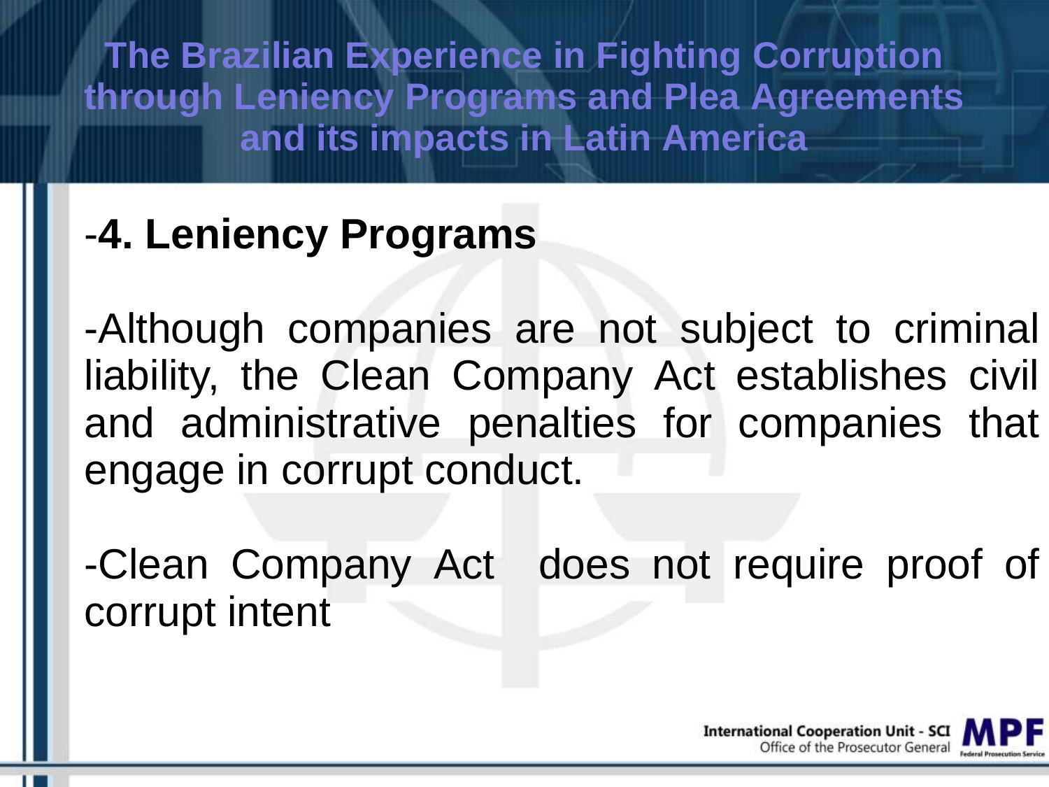-**4. Leniency Programs**

-Although companies are not subject to criminal liability, the Clean Company Act establishes civil and administrative penalties for companies that engage in corrupt conduct.

-Clean Company Act does not require proof of corrupt intent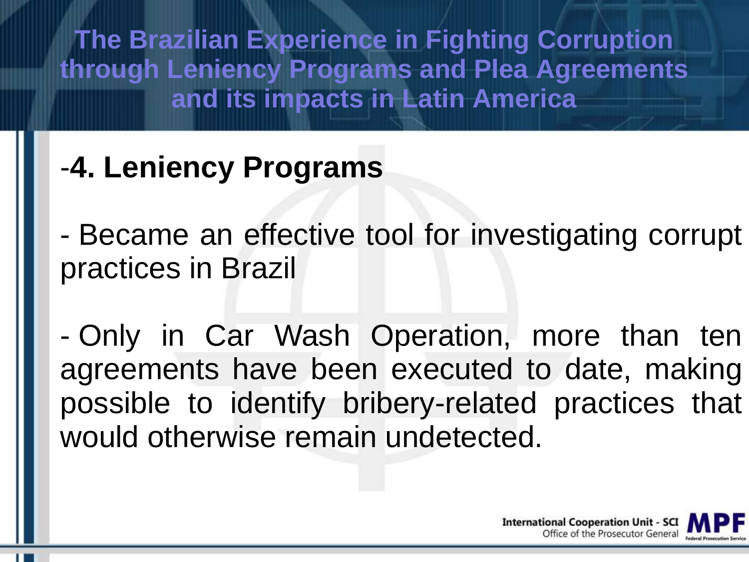# The Brazilian Experience in Fighting Corruption through Leniency Programs and Plea Agreements and its impacts in Latin America

## -4. Leniency Programs

- Became an effective tool for investigating corrupt practices in Brazil

- Only in Car Wash Operation, more than ten agreements have been executed to date, making possible to identify bribery-related practices that would otherwise remain undetected.

International Cooperation Unit - SCI
Office of the Prosecutor General
MPF
Federal Prosecution Service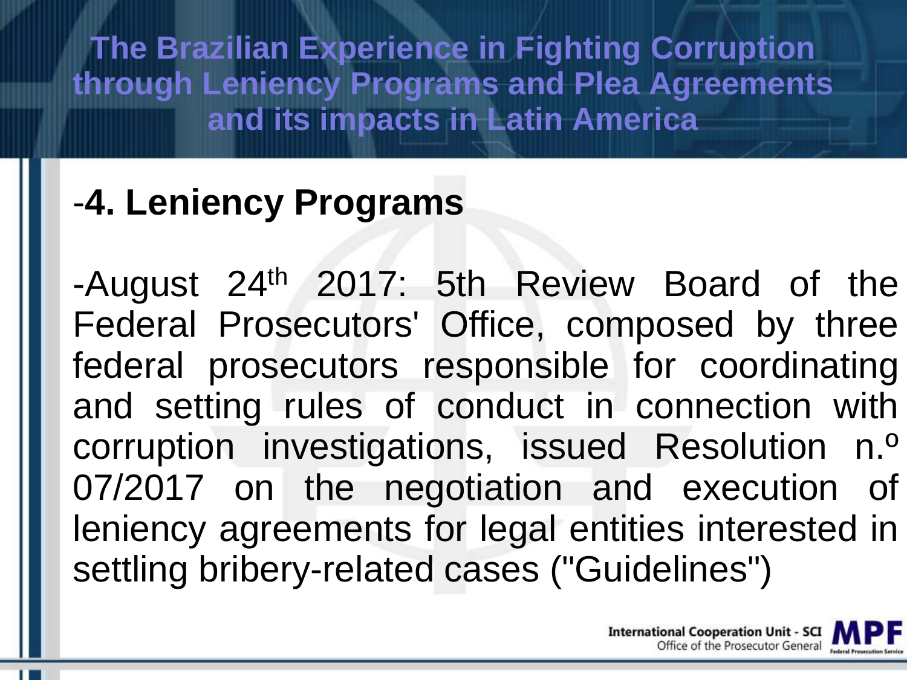# The Brazilian Experience in Fighting Corruption through Leniency Programs and Plea Agreements and its impacts in Latin America

## -4. Leniency Programs

-August 24th 2017: 5th Review Board of the Federal Prosecutors' Office, composed by three federal prosecutors responsible for coordinating and setting rules of conduct in connection with corruption investigations, issued Resolution n.º 07/2017 on the negotiation and execution of leniency agreements for legal entities interested in settling bribery-related cases ("Guidelines")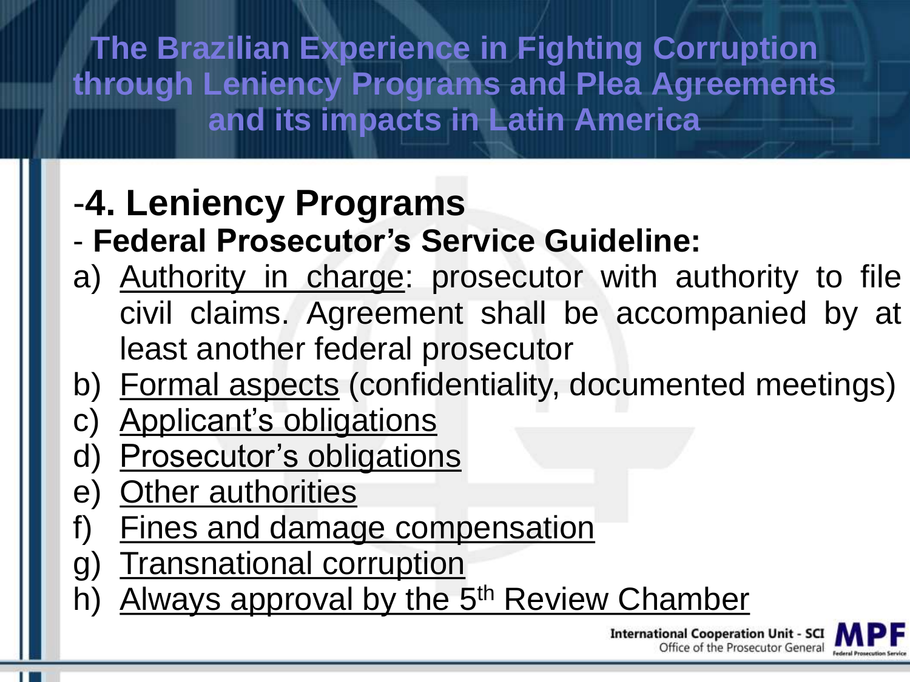# The Brazilian Experience in Fighting Corruption through Leniency Programs and Plea Agreements and its impacts in Latin America

## -4. Leniency Programs

- **Federal Prosecutor's Service Guideline:**

a) Authority in charge: prosecutor with authority to file civil claims. Agreement shall be accompanied by at least another federal prosecutor
b) Formal aspects (confidentiality, documented meetings)
c) Applicant's obligations
d) Prosecutor's obligations
e) Other authorities
f) Fines and damage compensation
g) Transnational corruption
h) Always approval by the 5th Review Chamber

International Cooperation Unit - SCI
Office of the Prosecutor General
MPF
Federal Prosecution Service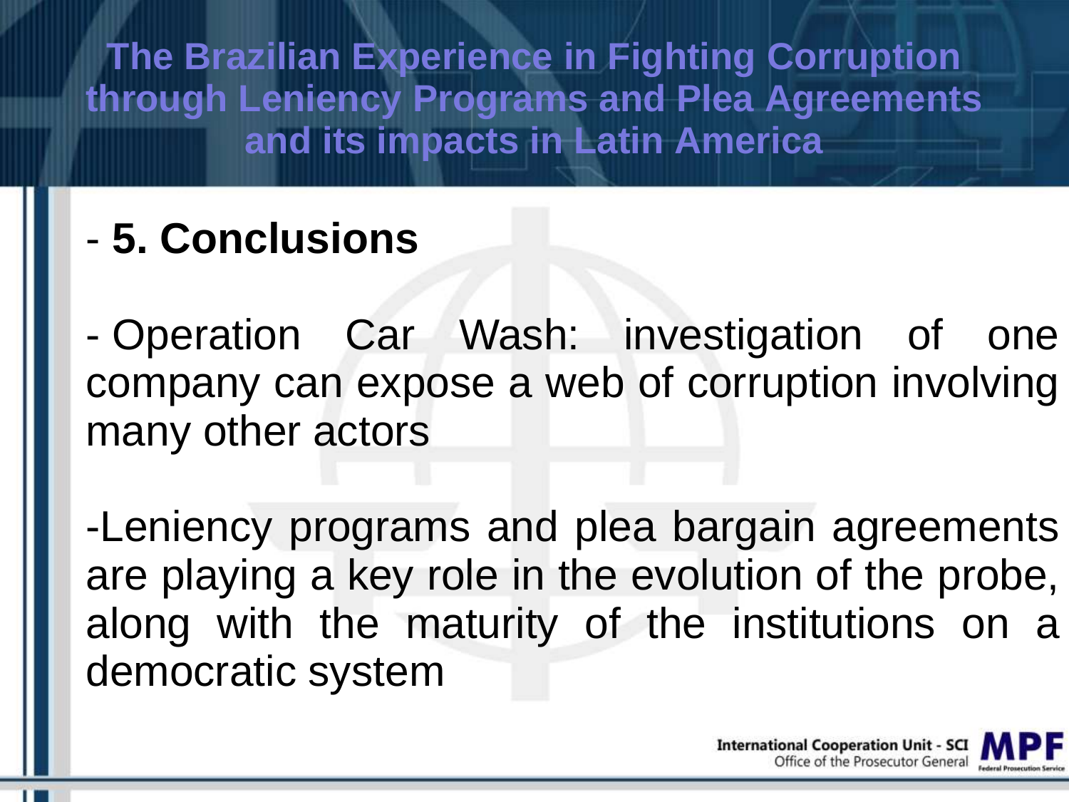# The Brazilian Experience in Fighting Corruption through Leniency Programs and Plea Agreements and its impacts in Latin America

- **5. Conclusions**

- Operation Car Wash: investigation of one company can expose a web of corruption involving many other actors

-Leniency programs and plea bargain agreements are playing a key role in the evolution of the probe, along with the maturity of the institutions on a democratic system

International Cooperation Unit - SCI
Office of the Prosecutor General
MPF
Federal Prosecution Service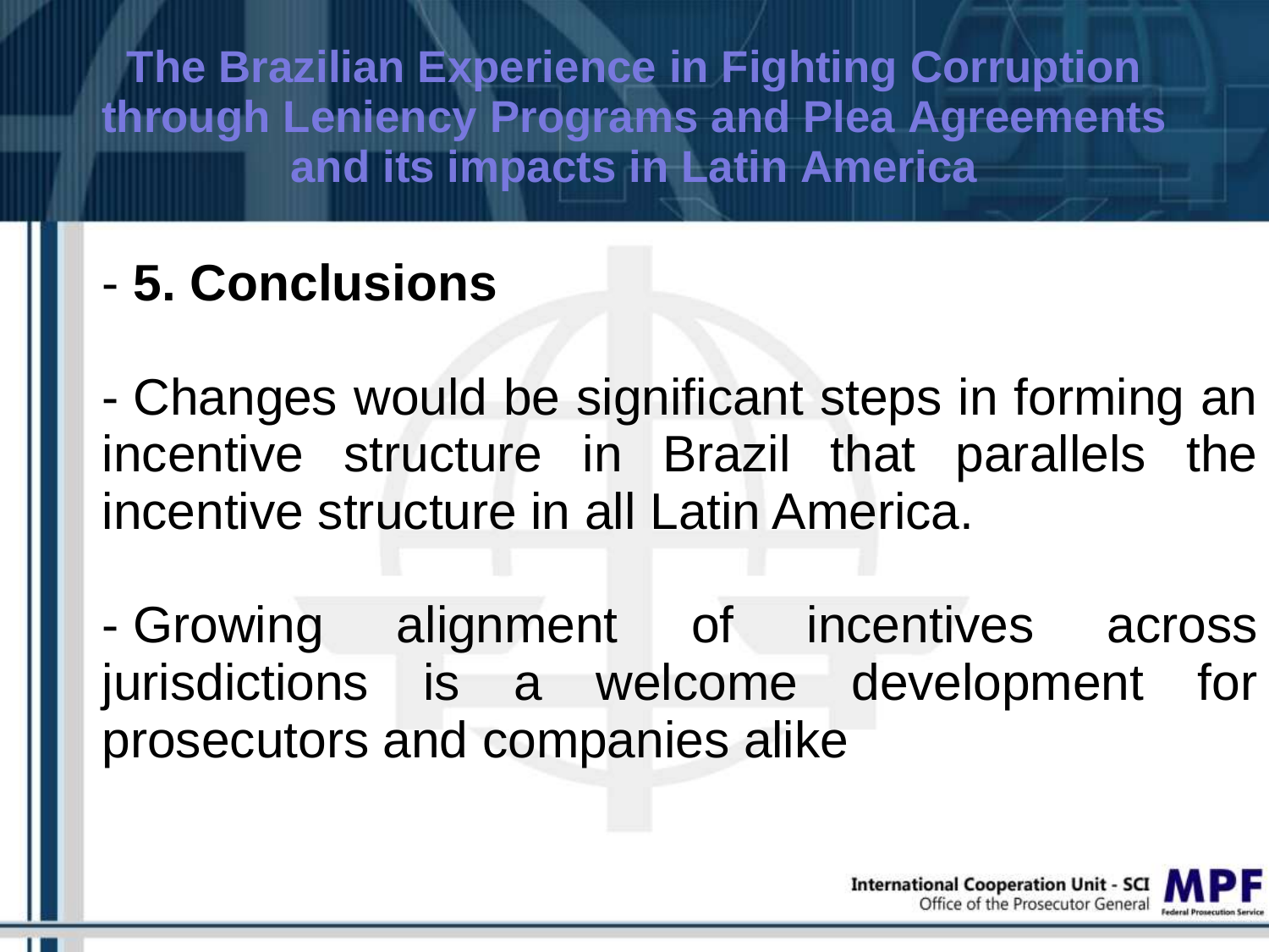# The Brazilian Experience in Fighting Corruption through Leniency Programs and Plea Agreements and its impacts in Latin America

- **5. Conclusions**

- Changes would be significant steps in forming an incentive structure in Brazil that parallels the incentive structure in all Latin America.

- Growing alignment of incentives across jurisdictions is a welcome development for prosecutors and companies alike

International Cooperation Unit - SCI
Office of the Prosecutor General
MPF
Federal Prosecution Service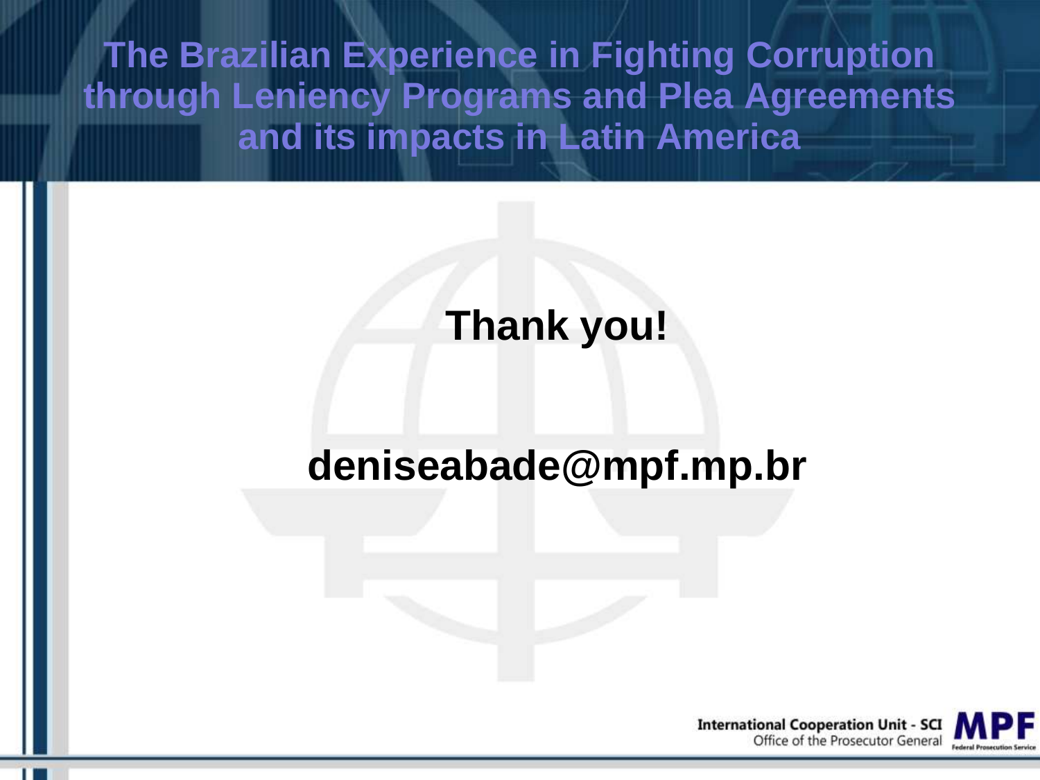# The Brazilian Experience in Fighting Corruption through Leniency Programs and Plea Agreements and its impacts in Latin America

**Thank you!**

**deniseabade@mpf.mp.br**

International Cooperation Unit - SCI
Office of the Prosecutor General

MPF
Federal Prosecution Service